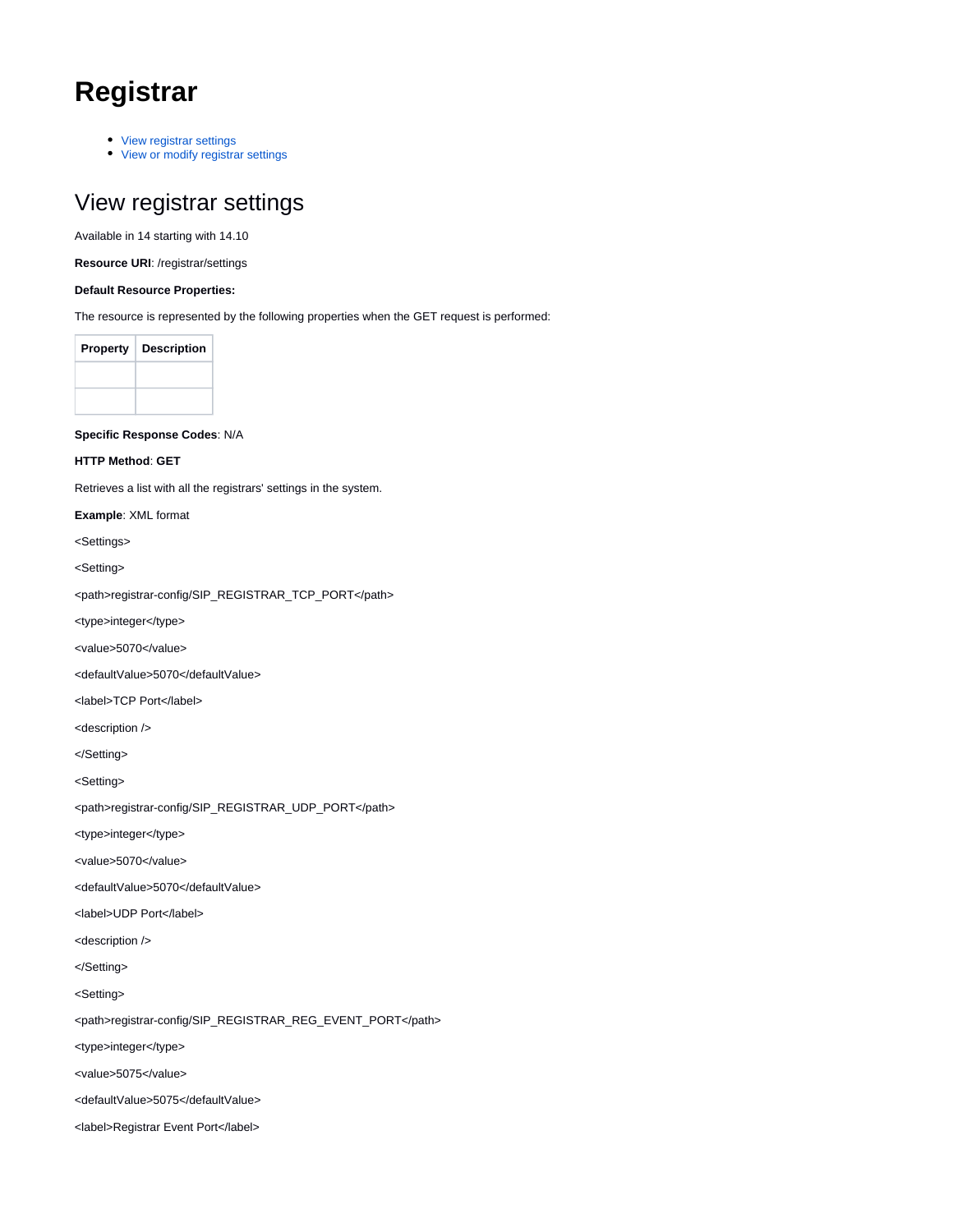# Registrar

- View registrar settings
- View or modify registrar settings

## View registrar settings

Available in 14 starting with 14.10

**Resource URI**: /registrar/settings

**Default Resource Properties:**

The resource is represented by the following properties when the GET request is performed:

| Property | Description |
| --- | --- |
| | |
| | |

**Specific Response Codes**: N/A

**HTTP Method**: **GET**

Retrieves a list with all the registrars' settings in the system.

**Example**: XML format

```
<Settings>
<Setting>
<path>registrar-config/SIP_REGISTRAR_TCP_PORT</path>
<type>integer</type>
<value>5070</value>
<defaultValue>5070</defaultValue>
<label>TCP Port</label>
<description />
</Setting>
<Setting>
<path>registrar-config/SIP_REGISTRAR_UDP_PORT</path>
<type>integer</type>
<value>5070</value>
<defaultValue>5070</defaultValue>
<label>UDP Port</label>
<description />
</Setting>
<Setting>
<path>registrar-config/SIP_REGISTRAR_REG_EVENT_PORT</path>
<type>integer</type>
<value>5075</value>
<defaultValue>5075</defaultValue>
<label>Registrar Event Port</label>
```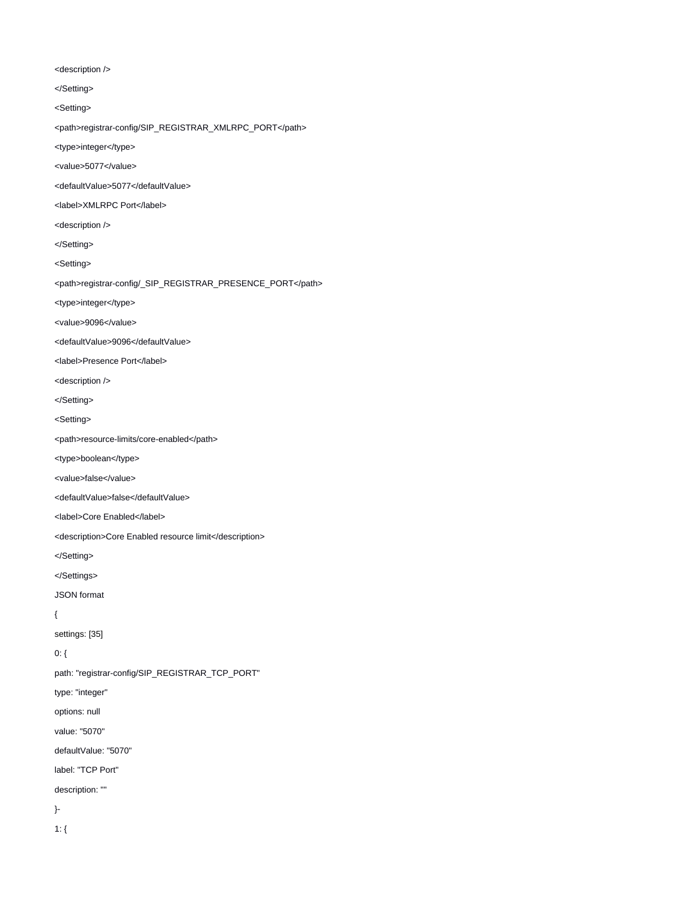```
<description />
</Setting>
<Setting>
<path>registrar-config/SIP_REGISTRAR_XMLRPC_PORT</path>
<type>integer</type>
<value>5077</value>
<defaultValue>5077</defaultValue>
<label>XMLRPC Port</label>
<description />
</Setting>
<Setting>
<path>registrar-config/_SIP_REGISTRAR_PRESENCE_PORT</path>
<type>integer</type>
<value>9096</value>
<defaultValue>9096</defaultValue>
<label>Presence Port</label>
<description />
</Setting>
<Setting>
<path>resource-limits/core-enabled</path>
<type>boolean</type>
<value>false</value>
<defaultValue>false</defaultValue>
<label>Core Enabled</label>
<description>Core Enabled resource limit</description>
</Setting>
</Settings>
```

JSON format

```
{
settings: [35]
0: {
path: "registrar-config/SIP_REGISTRAR_TCP_PORT"
type: "integer"
options: null
value: "5070"
defaultValue: "5070"
label: "TCP Port"
description: ""
}-
1: {
```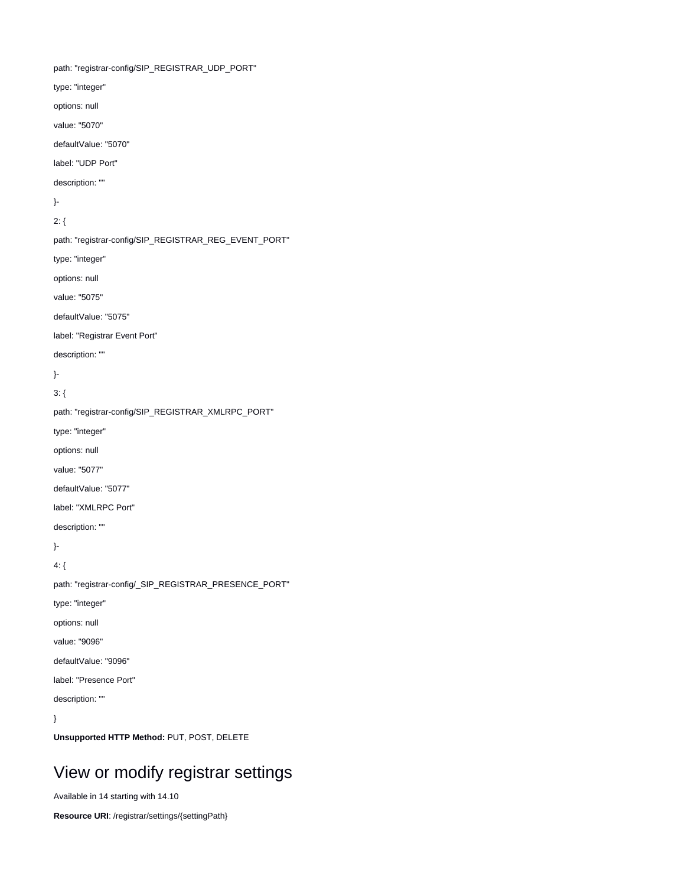path: "registrar-config/SIP_REGISTRAR_UDP_PORT"

type: "integer"

options: null

value: "5070"

defaultValue: "5070"

label: "UDP Port"

description: ""

}-

2: {

path: "registrar-config/SIP_REGISTRAR_REG_EVENT_PORT"

type: "integer"

options: null

value: "5075"

defaultValue: "5075"

label: "Registrar Event Port"

description: ""

}-

3: {

path: "registrar-config/SIP_REGISTRAR_XMLRPC_PORT"

type: "integer"

options: null

value: "5077"

defaultValue: "5077"

label: "XMLRPC Port"

description: ""

}-

4: {

path: "registrar-config/_SIP_REGISTRAR_PRESENCE_PORT"

type: "integer"

options: null

value: "9096"

defaultValue: "9096"

label: "Presence Port"

description: ""

}

**Unsupported HTTP Method:** PUT, POST, DELETE

## View or modify registrar settings

Available in 14 starting with 14.10

**Resource URI**: /registrar/settings/{settingPath}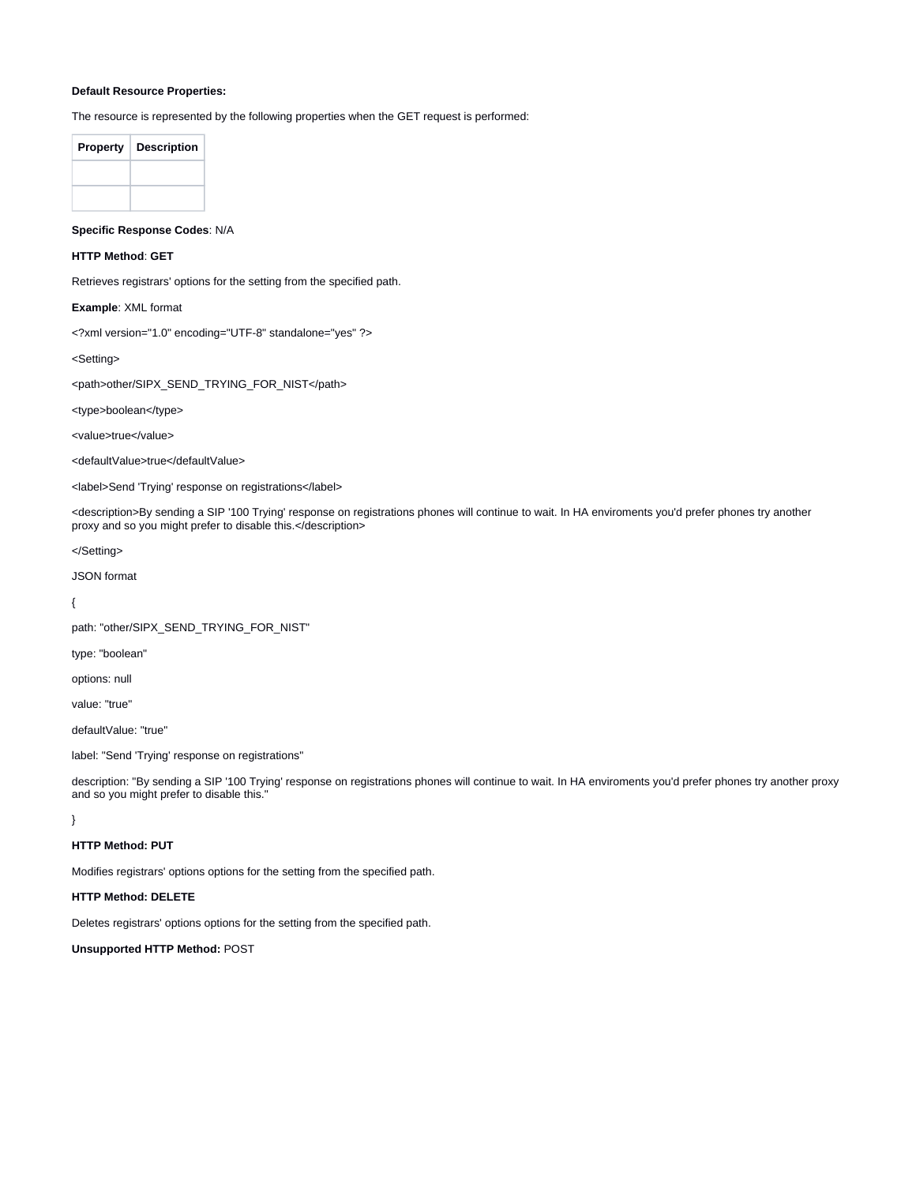**Default Resource Properties:**

The resource is represented by the following properties when the GET request is performed:

| Property | Description |
|---|---|
| | |
| | |

**Specific Response Codes**: N/A

**HTTP Method**: **GET**

Retrieves registrars' options for the setting from the specified path.

**Example**: XML format

```
<?xml version="1.0" encoding="UTF-8" standalone="yes" ?>

<Setting>

<path>other/SIPX_SEND_TRYING_FOR_NIST</path>

<type>boolean</type>

<value>true</value>

<defaultValue>true</defaultValue>

<label>Send 'Trying' response on registrations</label>

<description>By sending a SIP '100 Trying' response on registrations phones will continue to wait. In HA enviroments you'd prefer phones try another proxy and so you might prefer to disable this.</description>

</Setting>
```

JSON format

```
{

path: "other/SIPX_SEND_TRYING_FOR_NIST"

type: "boolean"

options: null

value: "true"

defaultValue: "true"

label: "Send 'Trying' response on registrations"

description: "By sending a SIP '100 Trying' response on registrations phones will continue to wait. In HA enviroments you'd prefer phones try another proxy and so you might prefer to disable this."

}
```

**HTTP Method: PUT**

Modifies registrars' options options for the setting from the specified path.

**HTTP Method: DELETE**

Deletes registrars' options options for the setting from the specified path.

**Unsupported HTTP Method:** POST